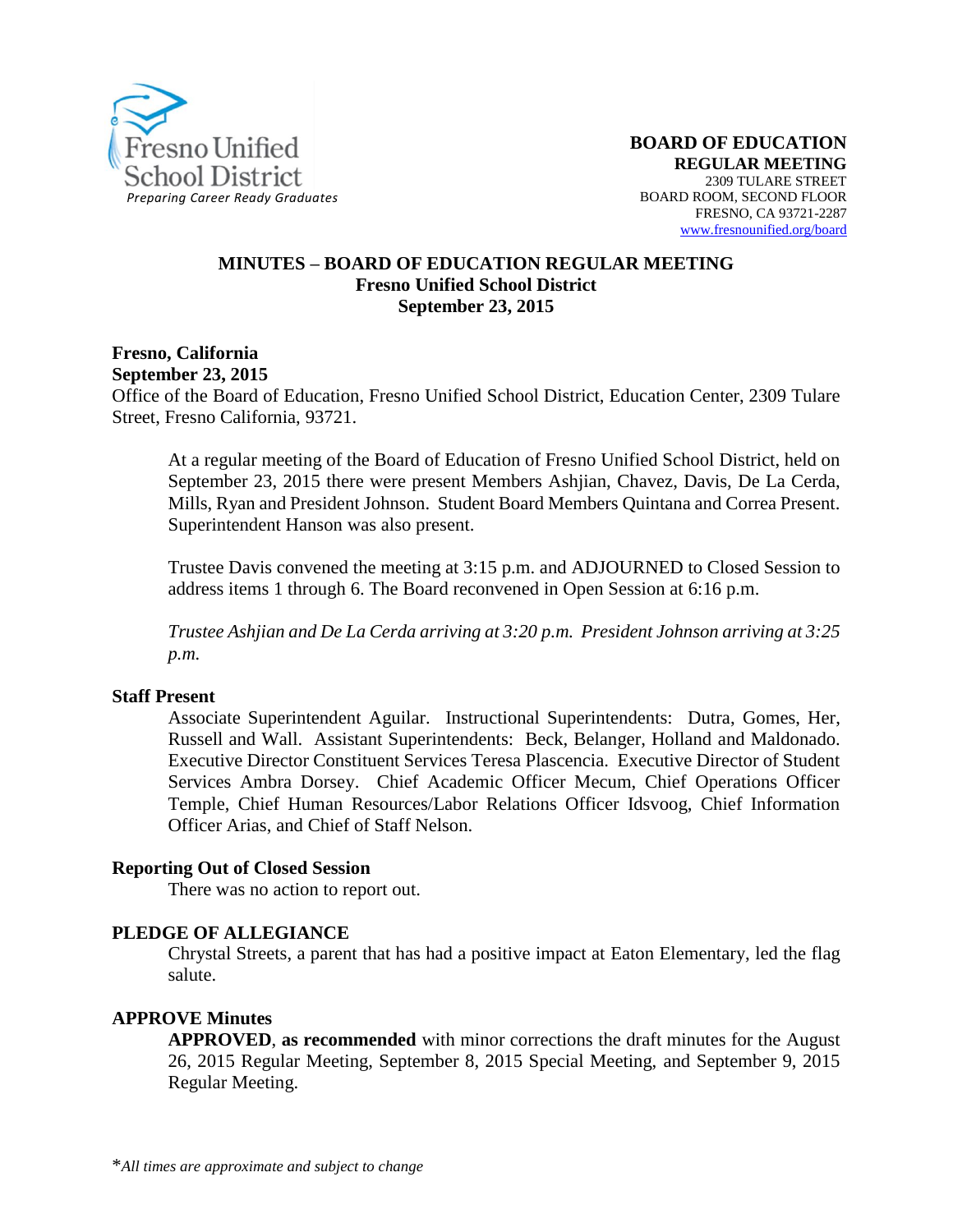Fresno Unified School District
*Preparing Career Ready Graduates*

**BOARD OF EDUCATION**
**REGULAR MEETING**
2309 TULARE STREET
BOARD ROOM, SECOND FLOOR
FRESNO, CA 93721-2287
www.fresnounified.org/board

## MINUTES – BOARD OF EDUCATION REGULAR MEETING
**Fresno Unified School District**
**September 23, 2015**

**Fresno, California**
**September 23, 2015**
Office of the Board of Education, Fresno Unified School District, Education Center, 2309 Tulare Street, Fresno California, 93721.

At a regular meeting of the Board of Education of Fresno Unified School District, held on September 23, 2015 there were present Members Ashjian, Chavez, Davis, De La Cerda, Mills, Ryan and President Johnson. Student Board Members Quintana and Correa Present. Superintendent Hanson was also present.

Trustee Davis convened the meeting at 3:15 p.m. and ADJOURNED to Closed Session to address items 1 through 6. The Board reconvened in Open Session at 6:16 p.m.

*Trustee Ashjian and De La Cerda arriving at 3:20 p.m. President Johnson arriving at 3:25 p.m.*

### Staff Present
Associate Superintendent Aguilar. Instructional Superintendents: Dutra, Gomes, Her, Russell and Wall. Assistant Superintendents: Beck, Belanger, Holland and Maldonado. Executive Director Constituent Services Teresa Plascencia. Executive Director of Student Services Ambra Dorsey. Chief Academic Officer Mecum, Chief Operations Officer Temple, Chief Human Resources/Labor Relations Officer Idsvoog, Chief Information Officer Arias, and Chief of Staff Nelson.

### Reporting Out of Closed Session
There was no action to report out.

### PLEDGE OF ALLEGIANCE
Chrystal Streets, a parent that has had a positive impact at Eaton Elementary, led the flag salute.

### APPROVE Minutes
**APPROVED**, **as recommended** with minor corrections the draft minutes for the August 26, 2015 Regular Meeting, September 8, 2015 Special Meeting, and September 9, 2015 Regular Meeting.

*\*All times are approximate and subject to change*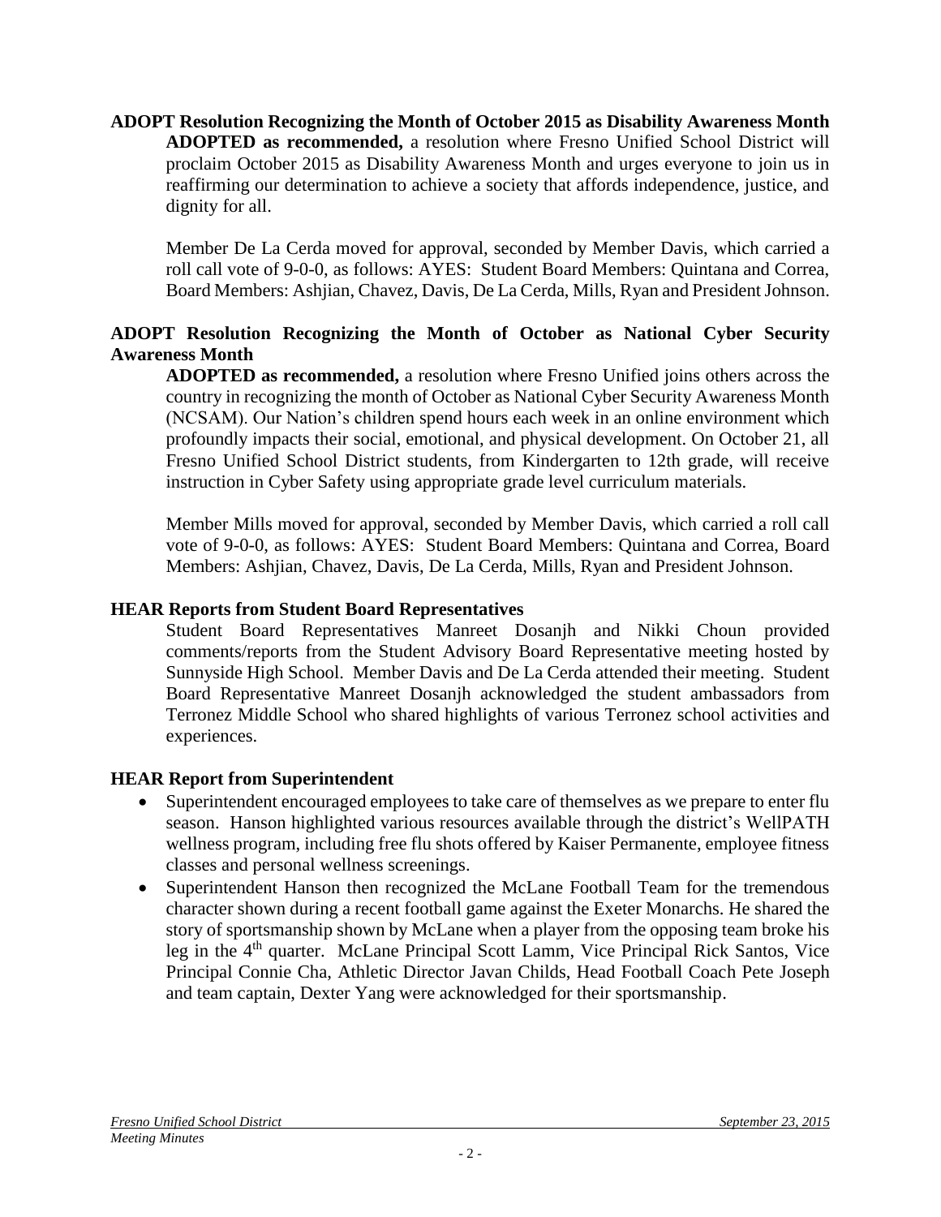**ADOPT Resolution Recognizing the Month of October 2015 as Disability Awareness Month**

**ADOPTED as recommended,** a resolution where Fresno Unified School District will proclaim October 2015 as Disability Awareness Month and urges everyone to join us in reaffirming our determination to achieve a society that affords independence, justice, and dignity for all.

Member De La Cerda moved for approval, seconded by Member Davis, which carried a roll call vote of 9-0-0, as follows: AYES: Student Board Members: Quintana and Correa, Board Members: Ashjian, Chavez, Davis, De La Cerda, Mills, Ryan and President Johnson.

**ADOPT Resolution Recognizing the Month of October as National Cyber Security Awareness Month**

**ADOPTED as recommended,** a resolution where Fresno Unified joins others across the country in recognizing the month of October as National Cyber Security Awareness Month (NCSAM). Our Nation's children spend hours each week in an online environment which profoundly impacts their social, emotional, and physical development. On October 21, all Fresno Unified School District students, from Kindergarten to 12th grade, will receive instruction in Cyber Safety using appropriate grade level curriculum materials.

Member Mills moved for approval, seconded by Member Davis, which carried a roll call vote of 9-0-0, as follows: AYES: Student Board Members: Quintana and Correa, Board Members: Ashjian, Chavez, Davis, De La Cerda, Mills, Ryan and President Johnson.

**HEAR Reports from Student Board Representatives**

Student Board Representatives Manreet Dosanjh and Nikki Choun provided comments/reports from the Student Advisory Board Representative meeting hosted by Sunnyside High School. Member Davis and De La Cerda attended their meeting. Student Board Representative Manreet Dosanjh acknowledged the student ambassadors from Terronez Middle School who shared highlights of various Terronez school activities and experiences.

**HEAR Report from Superintendent**

- Superintendent encouraged employees to take care of themselves as we prepare to enter flu season. Hanson highlighted various resources available through the district's WellPATH wellness program, including free flu shots offered by Kaiser Permanente, employee fitness classes and personal wellness screenings.
- Superintendent Hanson then recognized the McLane Football Team for the tremendous character shown during a recent football game against the Exeter Monarchs. He shared the story of sportsmanship shown by McLane when a player from the opposing team broke his leg in the 4th quarter. McLane Principal Scott Lamm, Vice Principal Rick Santos, Vice Principal Connie Cha, Athletic Director Javan Childs, Head Football Coach Pete Joseph and team captain, Dexter Yang were acknowledged for their sportsmanship.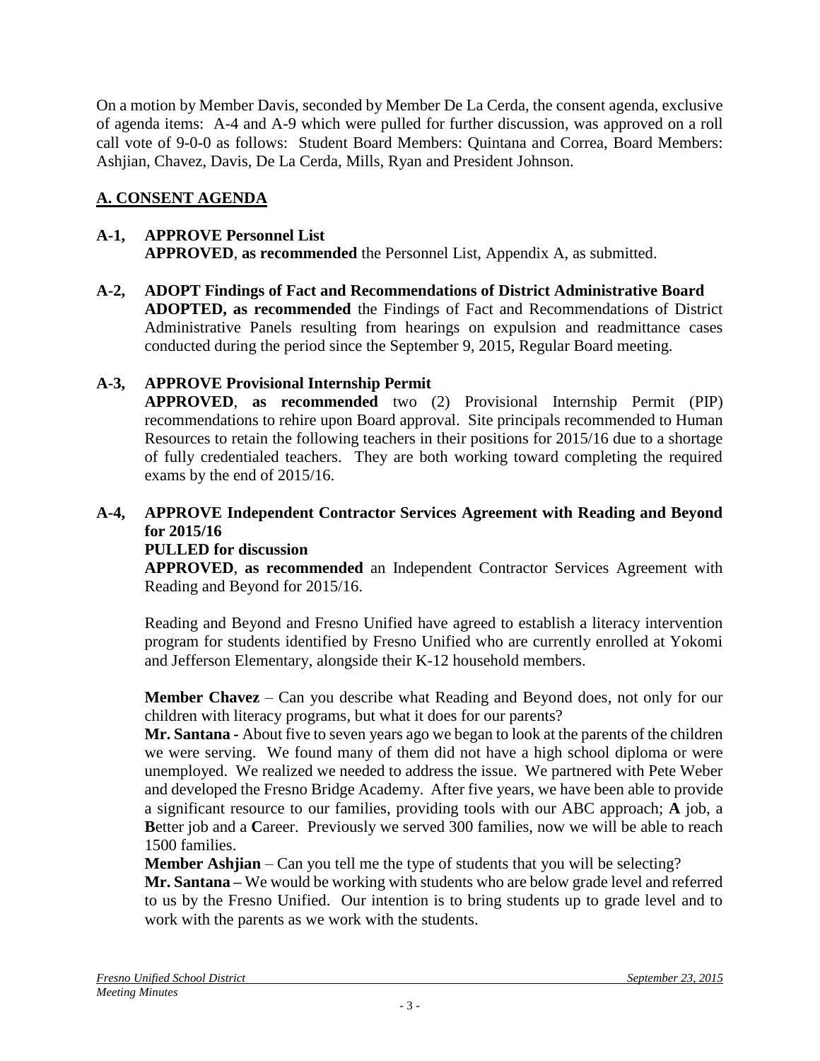On a motion by Member Davis, seconded by Member De La Cerda, the consent agenda, exclusive of agenda items: A-4 and A-9 which were pulled for further discussion, was approved on a roll call vote of 9-0-0 as follows: Student Board Members: Quintana and Correa, Board Members: Ashjian, Chavez, Davis, De La Cerda, Mills, Ryan and President Johnson.

## A. CONSENT AGENDA

**A-1, APPROVE Personnel List**
**APPROVED**, **as recommended** the Personnel List, Appendix A, as submitted.

**A-2, ADOPT Findings of Fact and Recommendations of District Administrative Board**
**ADOPTED, as recommended** the Findings of Fact and Recommendations of District Administrative Panels resulting from hearings on expulsion and readmittance cases conducted during the period since the September 9, 2015, Regular Board meeting.

**A-3, APPROVE Provisional Internship Permit**
**APPROVED**, **as recommended** two (2) Provisional Internship Permit (PIP) recommendations to rehire upon Board approval. Site principals recommended to Human Resources to retain the following teachers in their positions for 2015/16 due to a shortage of fully credentialed teachers. They are both working toward completing the required exams by the end of 2015/16.

**A-4, APPROVE Independent Contractor Services Agreement with Reading and Beyond for 2015/16**
**PULLED for discussion**
**APPROVED**, **as recommended** an Independent Contractor Services Agreement with Reading and Beyond for 2015/16.

Reading and Beyond and Fresno Unified have agreed to establish a literacy intervention program for students identified by Fresno Unified who are currently enrolled at Yokomi and Jefferson Elementary, alongside their K-12 household members.

**Member Chavez** – Can you describe what Reading and Beyond does, not only for our children with literacy programs, but what it does for our parents?
**Mr. Santana -** About five to seven years ago we began to look at the parents of the children we were serving. We found many of them did not have a high school diploma or were unemployed. We realized we needed to address the issue. We partnered with Pete Weber and developed the Fresno Bridge Academy. After five years, we have been able to provide a significant resource to our families, providing tools with our ABC approach; **A** job, a **B**etter job and a **C**areer. Previously we served 300 families, now we will be able to reach 1500 families.
**Member Ashjian** – Can you tell me the type of students that you will be selecting?
**Mr. Santana –** We would be working with students who are below grade level and referred to us by the Fresno Unified. Our intention is to bring students up to grade level and to work with the parents as we work with the students.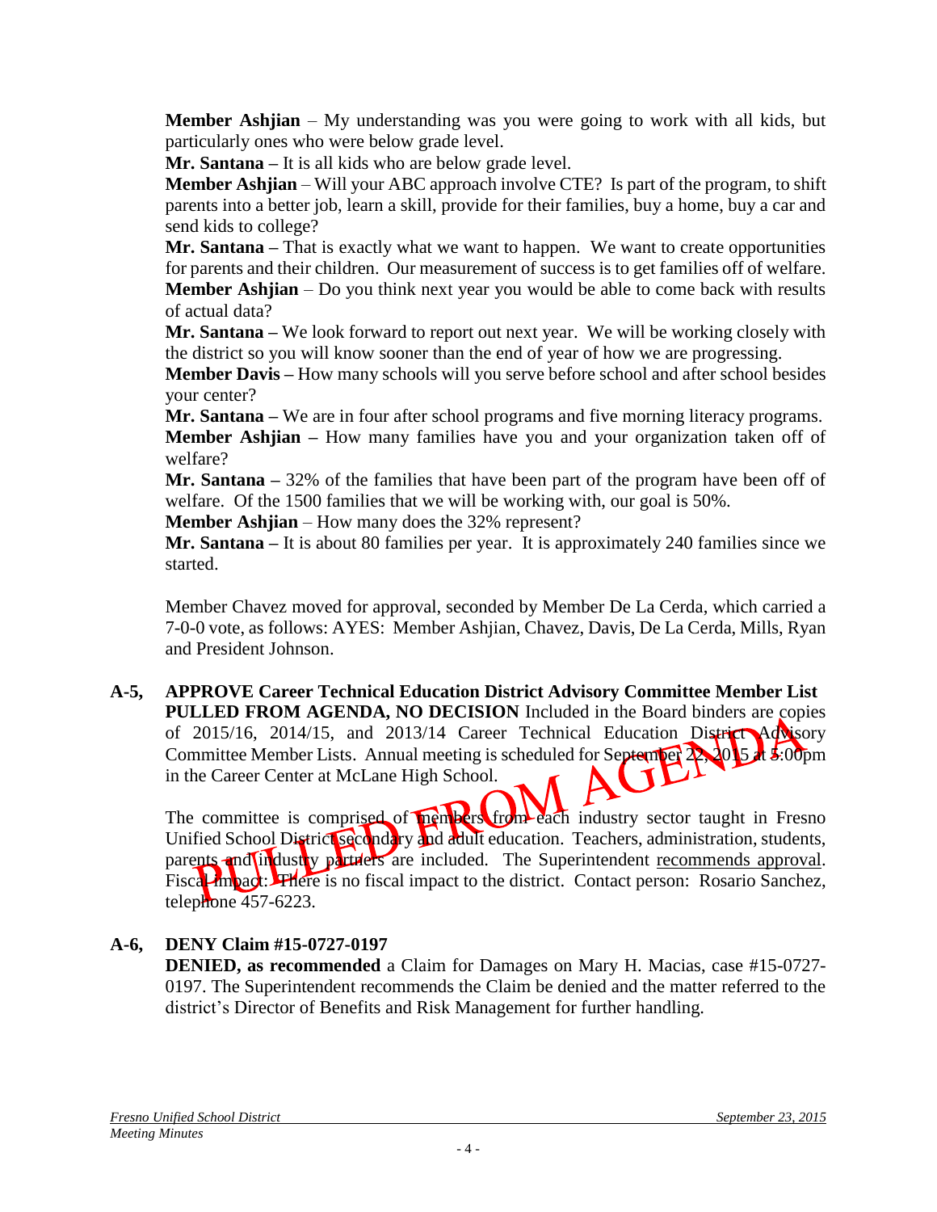**Member Ashjian** – My understanding was you were going to work with all kids, but particularly ones who were below grade level.

**Mr. Santana –** It is all kids who are below grade level.

**Member Ashjian** – Will your ABC approach involve CTE? Is part of the program, to shift parents into a better job, learn a skill, provide for their families, buy a home, buy a car and send kids to college?

**Mr. Santana –** That is exactly what we want to happen. We want to create opportunities for parents and their children. Our measurement of success is to get families off of welfare.

**Member Ashjian** – Do you think next year you would be able to come back with results of actual data?

**Mr. Santana –** We look forward to report out next year. We will be working closely with the district so you will know sooner than the end of year of how we are progressing.

**Member Davis –** How many schools will you serve before school and after school besides your center?

**Mr. Santana –** We are in four after school programs and five morning literacy programs.

**Member Ashjian –** How many families have you and your organization taken off of welfare?

**Mr. Santana –** 32% of the families that have been part of the program have been off of welfare. Of the 1500 families that we will be working with, our goal is 50%.

**Member Ashjian** – How many does the 32% represent?

**Mr. Santana –** It is about 80 families per year. It is approximately 240 families since we started.

Member Chavez moved for approval, seconded by Member De La Cerda, which carried a 7-0-0 vote, as follows: AYES: Member Ashjian, Chavez, Davis, De La Cerda, Mills, Ryan and President Johnson.

**A-5, APPROVE Career Technical Education District Advisory Committee Member List**

**PULLED FROM AGENDA, NO DECISION** Included in the Board binders are copies of 2015/16, 2014/15, and 2013/14 Career Technical Education District Advisory Committee Member Lists. Annual meeting is scheduled for September 22, 2015 at 5:00pm in the Career Center at McLane High School.

The committee is comprised of members from each industry sector taught in Fresno Unified School District secondary and adult education. Teachers, administration, students, parents and industry partners are included. The Superintendent recommends approval. Fiscal Impact: There is no fiscal impact to the district. Contact person: Rosario Sanchez, telephone 457-6223.

PULLED FROM AGENDA

**A-6, DENY Claim #15-0727-0197**

**DENIED, as recommended** a Claim for Damages on Mary H. Macias, case #15-0727-0197. The Superintendent recommends the Claim be denied and the matter referred to the district's Director of Benefits and Risk Management for further handling.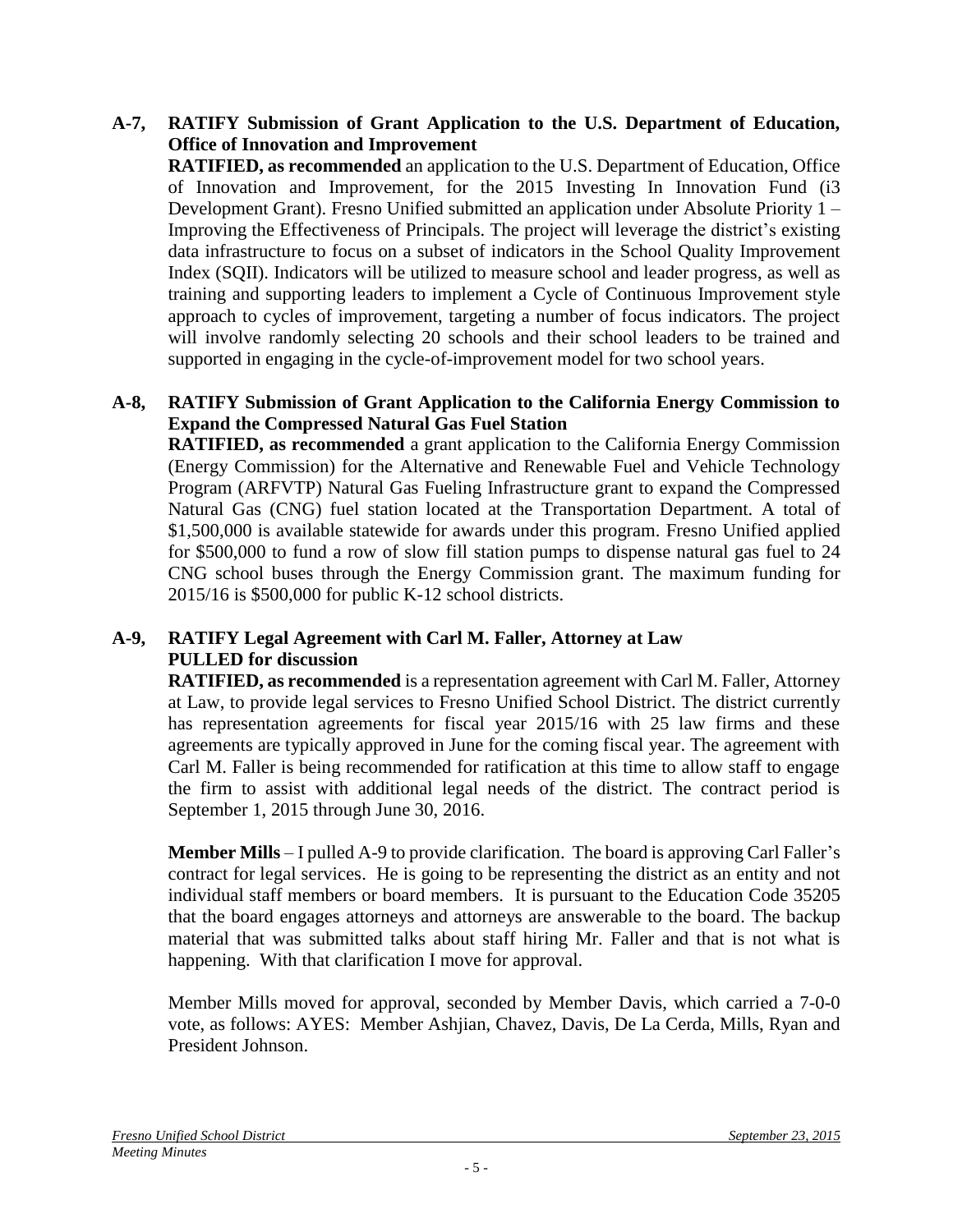**A-7, RATIFY Submission of Grant Application to the U.S. Department of Education, Office of Innovation and Improvement**

**RATIFIED, as recommended** an application to the U.S. Department of Education, Office of Innovation and Improvement, for the 2015 Investing In Innovation Fund (i3 Development Grant). Fresno Unified submitted an application under Absolute Priority 1 – Improving the Effectiveness of Principals. The project will leverage the district's existing data infrastructure to focus on a subset of indicators in the School Quality Improvement Index (SQII). Indicators will be utilized to measure school and leader progress, as well as training and supporting leaders to implement a Cycle of Continuous Improvement style approach to cycles of improvement, targeting a number of focus indicators. The project will involve randomly selecting 20 schools and their school leaders to be trained and supported in engaging in the cycle-of-improvement model for two school years.

**A-8, RATIFY Submission of Grant Application to the California Energy Commission to Expand the Compressed Natural Gas Fuel Station**

**RATIFIED, as recommended** a grant application to the California Energy Commission (Energy Commission) for the Alternative and Renewable Fuel and Vehicle Technology Program (ARFVTP) Natural Gas Fueling Infrastructure grant to expand the Compressed Natural Gas (CNG) fuel station located at the Transportation Department. A total of \$1,500,000 is available statewide for awards under this program. Fresno Unified applied for \$500,000 to fund a row of slow fill station pumps to dispense natural gas fuel to 24 CNG school buses through the Energy Commission grant. The maximum funding for 2015/16 is \$500,000 for public K-12 school districts.

**A-9, RATIFY Legal Agreement with Carl M. Faller, Attorney at Law**
**PULLED for discussion**

**RATIFIED, as recommended** is a representation agreement with Carl M. Faller, Attorney at Law, to provide legal services to Fresno Unified School District. The district currently has representation agreements for fiscal year 2015/16 with 25 law firms and these agreements are typically approved in June for the coming fiscal year. The agreement with Carl M. Faller is being recommended for ratification at this time to allow staff to engage the firm to assist with additional legal needs of the district. The contract period is September 1, 2015 through June 30, 2016.

**Member Mills** – I pulled A-9 to provide clarification. The board is approving Carl Faller's contract for legal services. He is going to be representing the district as an entity and not individual staff members or board members. It is pursuant to the Education Code 35205 that the board engages attorneys and attorneys are answerable to the board. The backup material that was submitted talks about staff hiring Mr. Faller and that is not what is happening. With that clarification I move for approval.

Member Mills moved for approval, seconded by Member Davis, which carried a 7-0-0 vote, as follows: AYES: Member Ashjian, Chavez, Davis, De La Cerda, Mills, Ryan and President Johnson.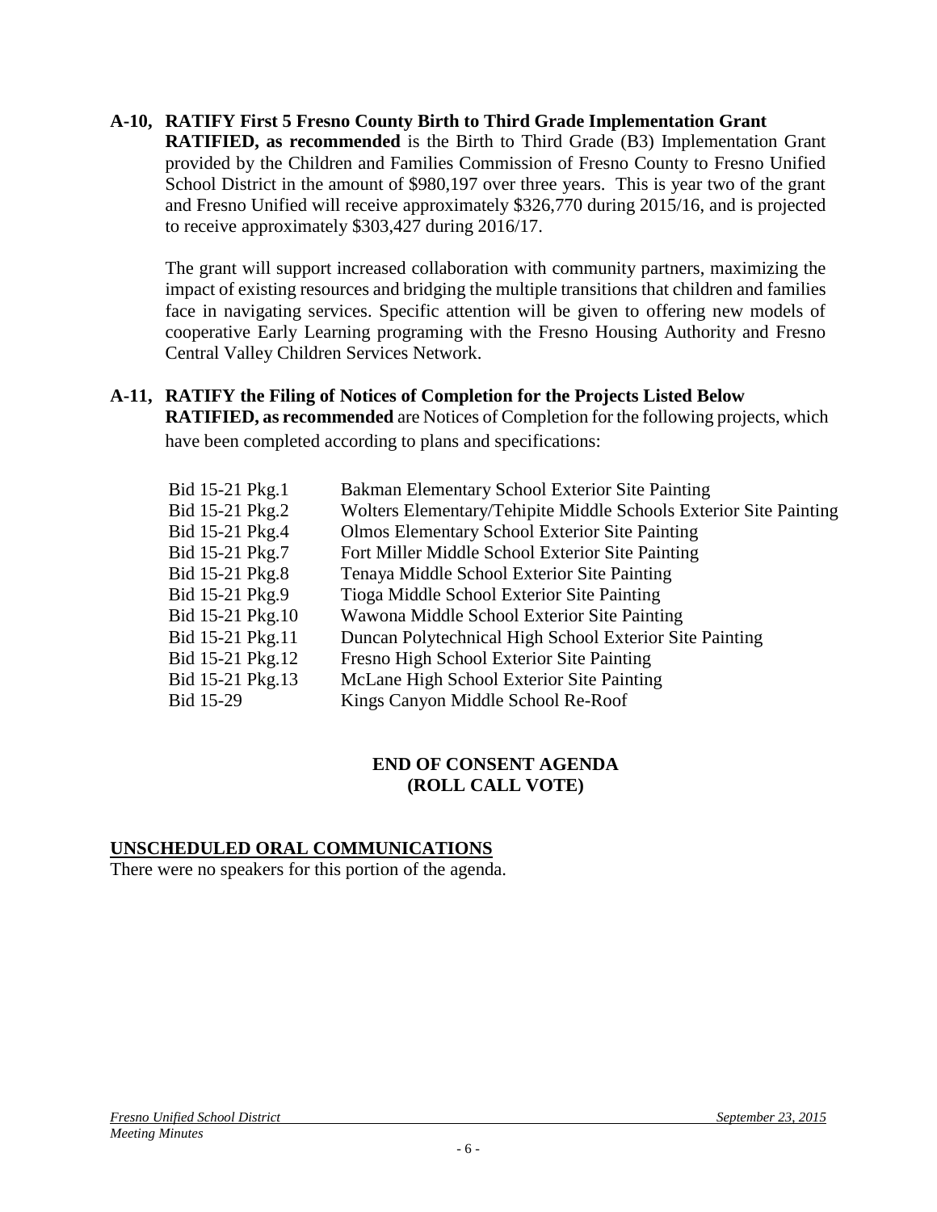**A-10, RATIFY First 5 Fresno County Birth to Third Grade Implementation Grant**

**RATIFIED, as recommended** is the Birth to Third Grade (B3) Implementation Grant provided by the Children and Families Commission of Fresno County to Fresno Unified School District in the amount of $980,197 over three years. This is year two of the grant and Fresno Unified will receive approximately $326,770 during 2015/16, and is projected to receive approximately $303,427 during 2016/17.

The grant will support increased collaboration with community partners, maximizing the impact of existing resources and bridging the multiple transitions that children and families face in navigating services. Specific attention will be given to offering new models of cooperative Early Learning programing with the Fresno Housing Authority and Fresno Central Valley Children Services Network.

**A-11, RATIFY the Filing of Notices of Completion for the Projects Listed Below**

**RATIFIED, as recommended** are Notices of Completion for the following projects, which have been completed according to plans and specifications:

| | |
|---|---|
| Bid 15-21 Pkg.1 | Bakman Elementary School Exterior Site Painting |
| Bid 15-21 Pkg.2 | Wolters Elementary/Tehipite Middle Schools Exterior Site Painting |
| Bid 15-21 Pkg.4 | Olmos Elementary School Exterior Site Painting |
| Bid 15-21 Pkg.7 | Fort Miller Middle School Exterior Site Painting |
| Bid 15-21 Pkg.8 | Tenaya Middle School Exterior Site Painting |
| Bid 15-21 Pkg.9 | Tioga Middle School Exterior Site Painting |
| Bid 15-21 Pkg.10 | Wawona Middle School Exterior Site Painting |
| Bid 15-21 Pkg.11 | Duncan Polytechnical High School Exterior Site Painting |
| Bid 15-21 Pkg.12 | Fresno High School Exterior Site Painting |
| Bid 15-21 Pkg.13 | McLane High School Exterior Site Painting |
| Bid 15-29 | Kings Canyon Middle School Re-Roof |

**END OF CONSENT AGENDA**
**(ROLL CALL VOTE)**

## UNSCHEDULED ORAL COMMUNICATIONS

There were no speakers for this portion of the agenda.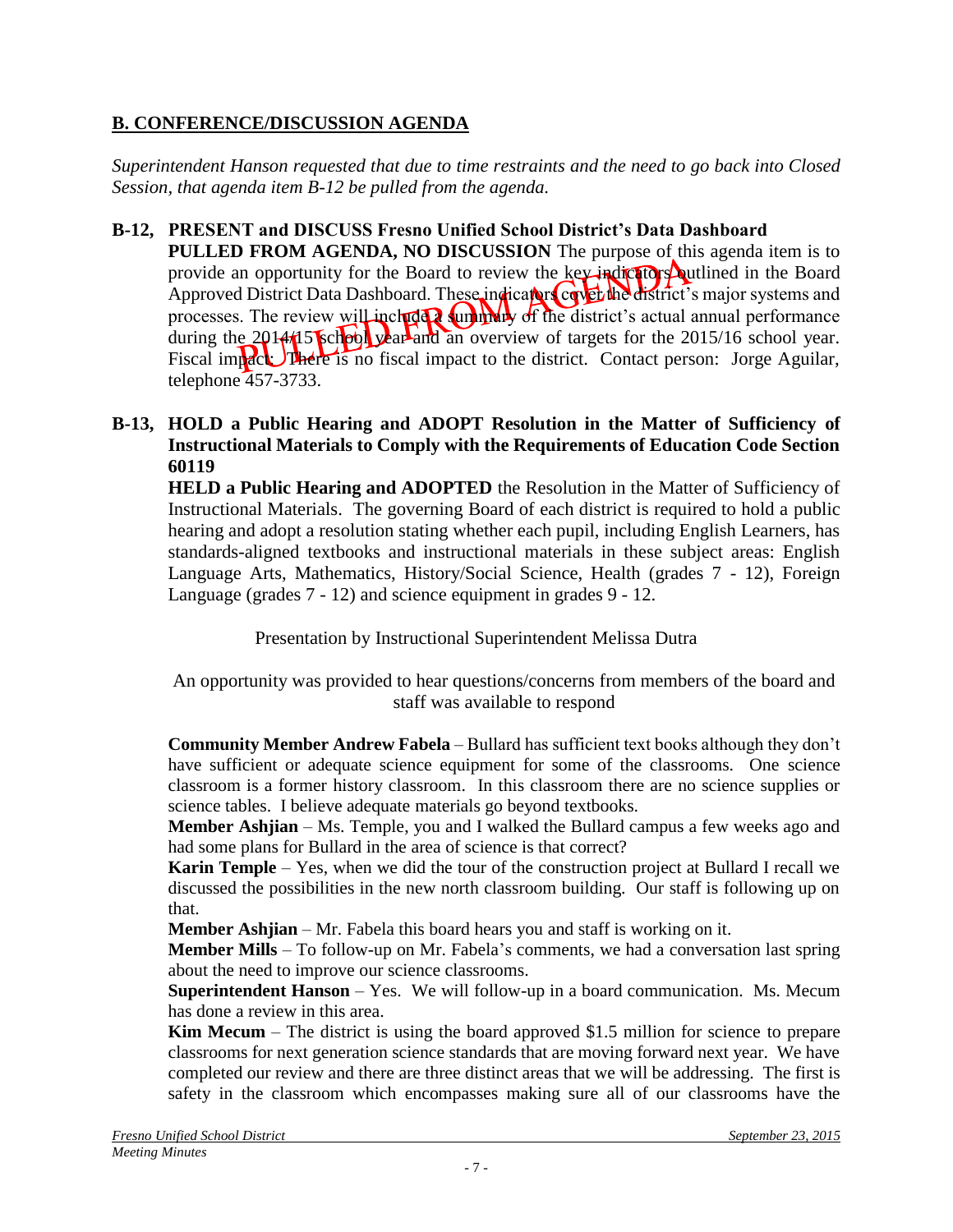## B. CONFERENCE/DISCUSSION AGENDA

*Superintendent Hanson requested that due to time restraints and the need to go back into Closed Session, that agenda item B-12 be pulled from the agenda.*

**B-12, PRESENT and DISCUSS Fresno Unified School District's Data Dashboard**

**PULLED FROM AGENDA, NO DISCUSSION** The purpose of this agenda item is to provide an opportunity for the Board to review the key indicators outlined in the Board Approved District Data Dashboard. These indicators cover the district's major systems and processes. The review will include a summary of the district's actual annual performance during the 2014/15 school year and an overview of targets for the 2015/16 school year. Fiscal impact: There is no fiscal impact to the district. Contact person: Jorge Aguilar, telephone 457-3733.

PULLED FROM AGENDA

**B-13, HOLD a Public Hearing and ADOPT Resolution in the Matter of Sufficiency of Instructional Materials to Comply with the Requirements of Education Code Section 60119**

**HELD a Public Hearing and ADOPTED** the Resolution in the Matter of Sufficiency of Instructional Materials. The governing Board of each district is required to hold a public hearing and adopt a resolution stating whether each pupil, including English Learners, has standards-aligned textbooks and instructional materials in these subject areas: English Language Arts, Mathematics, History/Social Science, Health (grades 7 - 12), Foreign Language (grades 7 - 12) and science equipment in grades 9 - 12.

Presentation by Instructional Superintendent Melissa Dutra

An opportunity was provided to hear questions/concerns from members of the board and staff was available to respond

**Community Member Andrew Fabela** – Bullard has sufficient text books although they don't have sufficient or adequate science equipment for some of the classrooms. One science classroom is a former history classroom. In this classroom there are no science supplies or science tables. I believe adequate materials go beyond textbooks.

**Member Ashjian** – Ms. Temple, you and I walked the Bullard campus a few weeks ago and had some plans for Bullard in the area of science is that correct?

**Karin Temple** – Yes, when we did the tour of the construction project at Bullard I recall we discussed the possibilities in the new north classroom building. Our staff is following up on that.

**Member Ashjian** – Mr. Fabela this board hears you and staff is working on it.

**Member Mills** – To follow-up on Mr. Fabela's comments, we had a conversation last spring about the need to improve our science classrooms.

**Superintendent Hanson** – Yes. We will follow-up in a board communication. Ms. Mecum has done a review in this area.

**Kim Mecum** – The district is using the board approved $1.5 million for science to prepare classrooms for next generation science standards that are moving forward next year. We have completed our review and there are three distinct areas that we will be addressing. The first is safety in the classroom which encompasses making sure all of our classrooms have the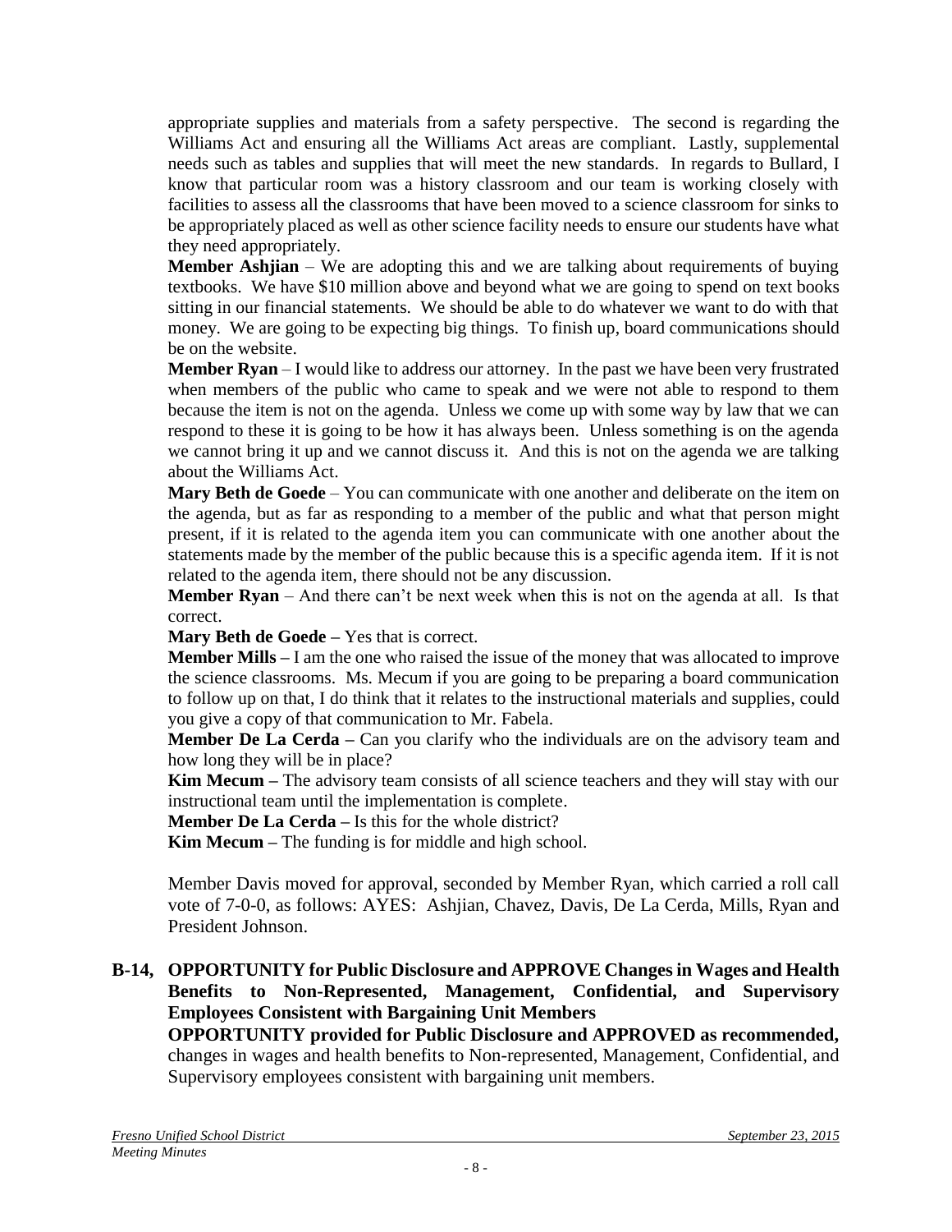appropriate supplies and materials from a safety perspective. The second is regarding the Williams Act and ensuring all the Williams Act areas are compliant. Lastly, supplemental needs such as tables and supplies that will meet the new standards. In regards to Bullard, I know that particular room was a history classroom and our team is working closely with facilities to assess all the classrooms that have been moved to a science classroom for sinks to be appropriately placed as well as other science facility needs to ensure our students have what they need appropriately.

**Member Ashjian** – We are adopting this and we are talking about requirements of buying textbooks. We have $10 million above and beyond what we are going to spend on text books sitting in our financial statements. We should be able to do whatever we want to do with that money. We are going to be expecting big things. To finish up, board communications should be on the website.

**Member Ryan** – I would like to address our attorney. In the past we have been very frustrated when members of the public who came to speak and we were not able to respond to them because the item is not on the agenda. Unless we come up with some way by law that we can respond to these it is going to be how it has always been. Unless something is on the agenda we cannot bring it up and we cannot discuss it. And this is not on the agenda we are talking about the Williams Act.

**Mary Beth de Goede** – You can communicate with one another and deliberate on the item on the agenda, but as far as responding to a member of the public and what that person might present, if it is related to the agenda item you can communicate with one another about the statements made by the member of the public because this is a specific agenda item. If it is not related to the agenda item, there should not be any discussion.

**Member Ryan** – And there can't be next week when this is not on the agenda at all. Is that correct.

**Mary Beth de Goede –** Yes that is correct.

**Member Mills –** I am the one who raised the issue of the money that was allocated to improve the science classrooms. Ms. Mecum if you are going to be preparing a board communication to follow up on that, I do think that it relates to the instructional materials and supplies, could you give a copy of that communication to Mr. Fabela.

**Member De La Cerda –** Can you clarify who the individuals are on the advisory team and how long they will be in place?

**Kim Mecum –** The advisory team consists of all science teachers and they will stay with our instructional team until the implementation is complete.

**Member De La Cerda –** Is this for the whole district?

**Kim Mecum –** The funding is for middle and high school.

Member Davis moved for approval, seconded by Member Ryan, which carried a roll call vote of 7-0-0, as follows: AYES: Ashjian, Chavez, Davis, De La Cerda, Mills, Ryan and President Johnson.

**B-14, OPPORTUNITY for Public Disclosure and APPROVE Changes in Wages and Health Benefits to Non-Represented, Management, Confidential, and Supervisory Employees Consistent with Bargaining Unit Members**

**OPPORTUNITY provided for Public Disclosure and APPROVED as recommended,** changes in wages and health benefits to Non-represented, Management, Confidential, and Supervisory employees consistent with bargaining unit members.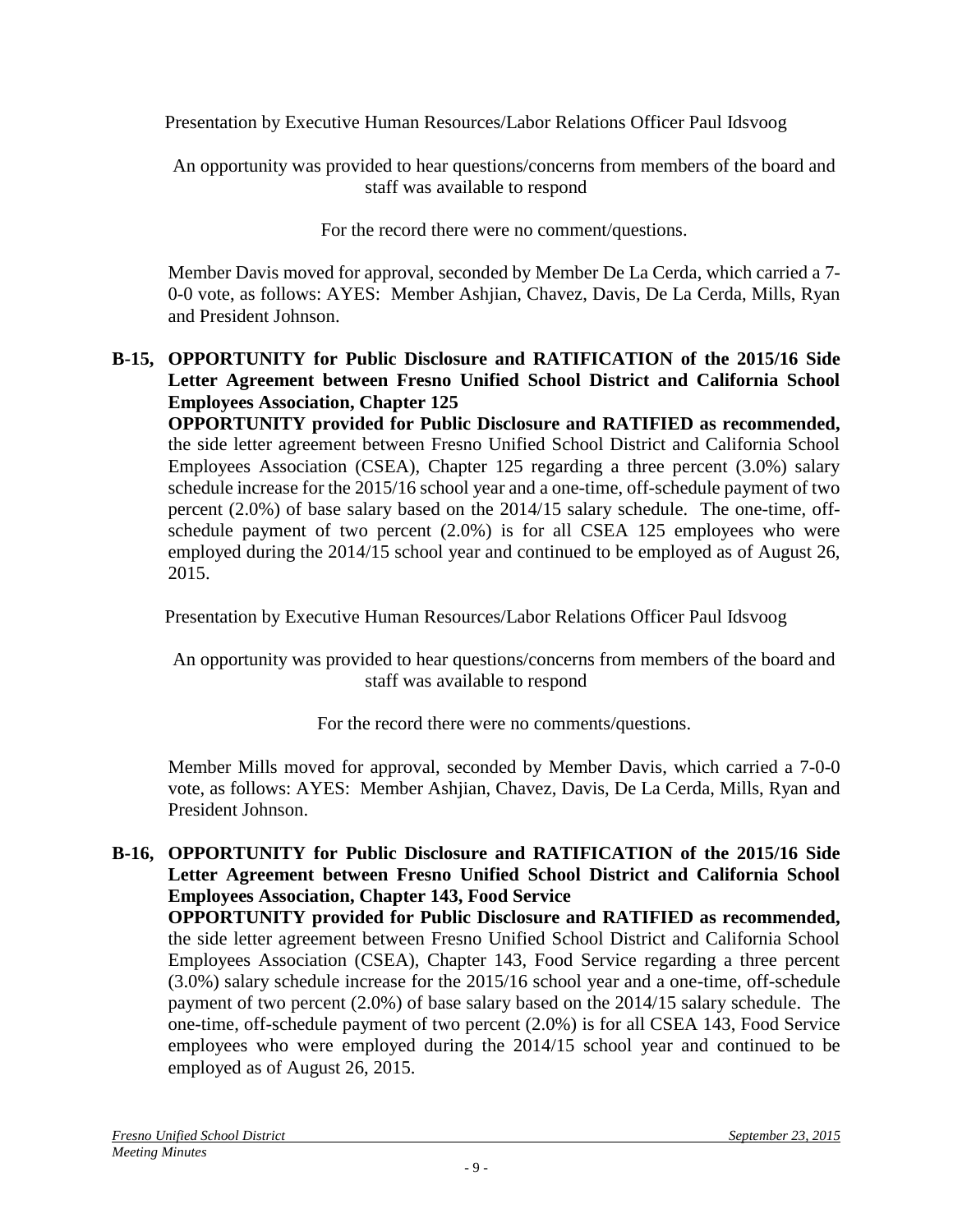Presentation by Executive Human Resources/Labor Relations Officer Paul Idsvoog

An opportunity was provided to hear questions/concerns from members of the board and staff was available to respond

For the record there were no comment/questions.

Member Davis moved for approval, seconded by Member De La Cerda, which carried a 7-0-0 vote, as follows: AYES: Member Ashjian, Chavez, Davis, De La Cerda, Mills, Ryan and President Johnson.

**B-15, OPPORTUNITY for Public Disclosure and RATIFICATION of the 2015/16 Side Letter Agreement between Fresno Unified School District and California School Employees Association, Chapter 125**

**OPPORTUNITY provided for Public Disclosure and RATIFIED as recommended,** the side letter agreement between Fresno Unified School District and California School Employees Association (CSEA), Chapter 125 regarding a three percent (3.0%) salary schedule increase for the 2015/16 school year and a one-time, off-schedule payment of two percent (2.0%) of base salary based on the 2014/15 salary schedule. The one-time, off-schedule payment of two percent (2.0%) is for all CSEA 125 employees who were employed during the 2014/15 school year and continued to be employed as of August 26, 2015.

Presentation by Executive Human Resources/Labor Relations Officer Paul Idsvoog

An opportunity was provided to hear questions/concerns from members of the board and staff was available to respond

For the record there were no comments/questions.

Member Mills moved for approval, seconded by Member Davis, which carried a 7-0-0 vote, as follows: AYES: Member Ashjian, Chavez, Davis, De La Cerda, Mills, Ryan and President Johnson.

**B-16, OPPORTUNITY for Public Disclosure and RATIFICATION of the 2015/16 Side Letter Agreement between Fresno Unified School District and California School Employees Association, Chapter 143, Food Service**

**OPPORTUNITY provided for Public Disclosure and RATIFIED as recommended,** the side letter agreement between Fresno Unified School District and California School Employees Association (CSEA), Chapter 143, Food Service regarding a three percent (3.0%) salary schedule increase for the 2015/16 school year and a one-time, off-schedule payment of two percent (2.0%) of base salary based on the 2014/15 salary schedule. The one-time, off-schedule payment of two percent (2.0%) is for all CSEA 143, Food Service employees who were employed during the 2014/15 school year and continued to be employed as of August 26, 2015.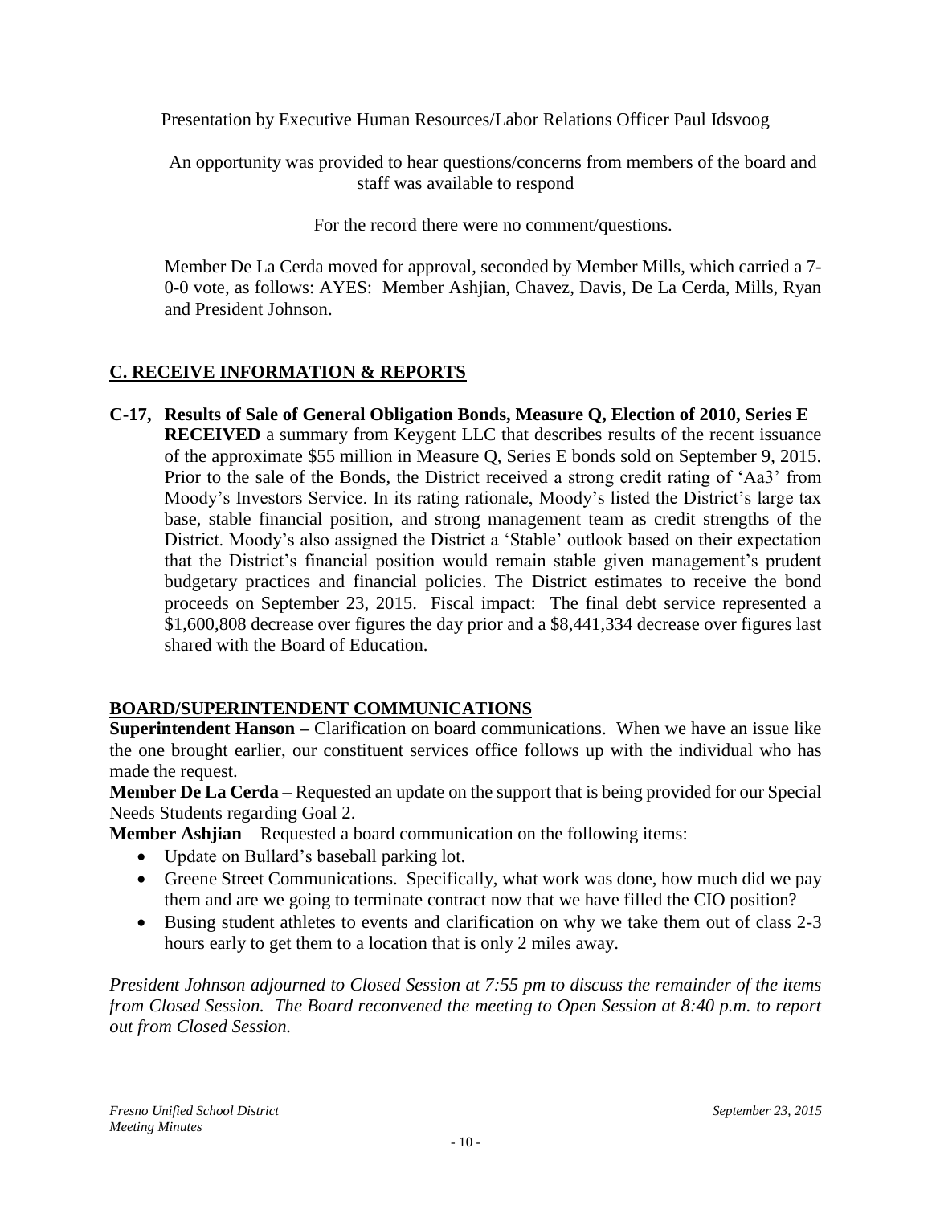Presentation by Executive Human Resources/Labor Relations Officer Paul Idsvoog

An opportunity was provided to hear questions/concerns from members of the board and staff was available to respond

For the record there were no comment/questions.

Member De La Cerda moved for approval, seconded by Member Mills, which carried a 7-0-0 vote, as follows: AYES: Member Ashjian, Chavez, Davis, De La Cerda, Mills, Ryan and President Johnson.

## C. RECEIVE INFORMATION & REPORTS

**C-17, Results of Sale of General Obligation Bonds, Measure Q, Election of 2010, Series E**
**RECEIVED** a summary from Keygent LLC that describes results of the recent issuance of the approximate $55 million in Measure Q, Series E bonds sold on September 9, 2015. Prior to the sale of the Bonds, the District received a strong credit rating of 'Aa3' from Moody's Investors Service. In its rating rationale, Moody's listed the District's large tax base, stable financial position, and strong management team as credit strengths of the District. Moody's also assigned the District a 'Stable' outlook based on their expectation that the District's financial position would remain stable given management's prudent budgetary practices and financial policies. The District estimates to receive the bond proceeds on September 23, 2015. Fiscal impact: The final debt service represented a $1,600,808 decrease over figures the day prior and a $8,441,334 decrease over figures last shared with the Board of Education.

## BOARD/SUPERINTENDENT COMMUNICATIONS

**Superintendent Hanson –** Clarification on board communications. When we have an issue like the one brought earlier, our constituent services office follows up with the individual who has made the request.

**Member De La Cerda** – Requested an update on the support that is being provided for our Special Needs Students regarding Goal 2.

**Member Ashjian** – Requested a board communication on the following items:

- Update on Bullard's baseball parking lot.
- Greene Street Communications. Specifically, what work was done, how much did we pay them and are we going to terminate contract now that we have filled the CIO position?
- Busing student athletes to events and clarification on why we take them out of class 2-3 hours early to get them to a location that is only 2 miles away.

*President Johnson adjourned to Closed Session at 7:55 pm to discuss the remainder of the items from Closed Session. The Board reconvened the meeting to Open Session at 8:40 p.m. to report out from Closed Session.*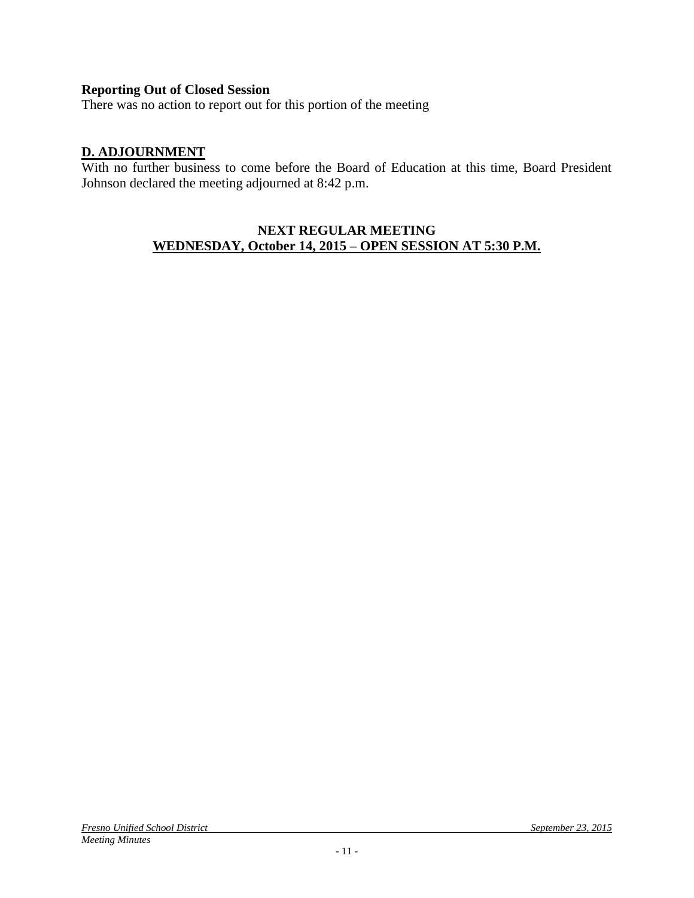**Reporting Out of Closed Session**

There was no action to report out for this portion of the meeting

## D. ADJOURNMENT

With no further business to come before the Board of Education at this time, Board President Johnson declared the meeting adjourned at 8:42 p.m.

**NEXT REGULAR MEETING**

**WEDNESDAY, October 14, 2015 – OPEN SESSION AT 5:30 P.M.**